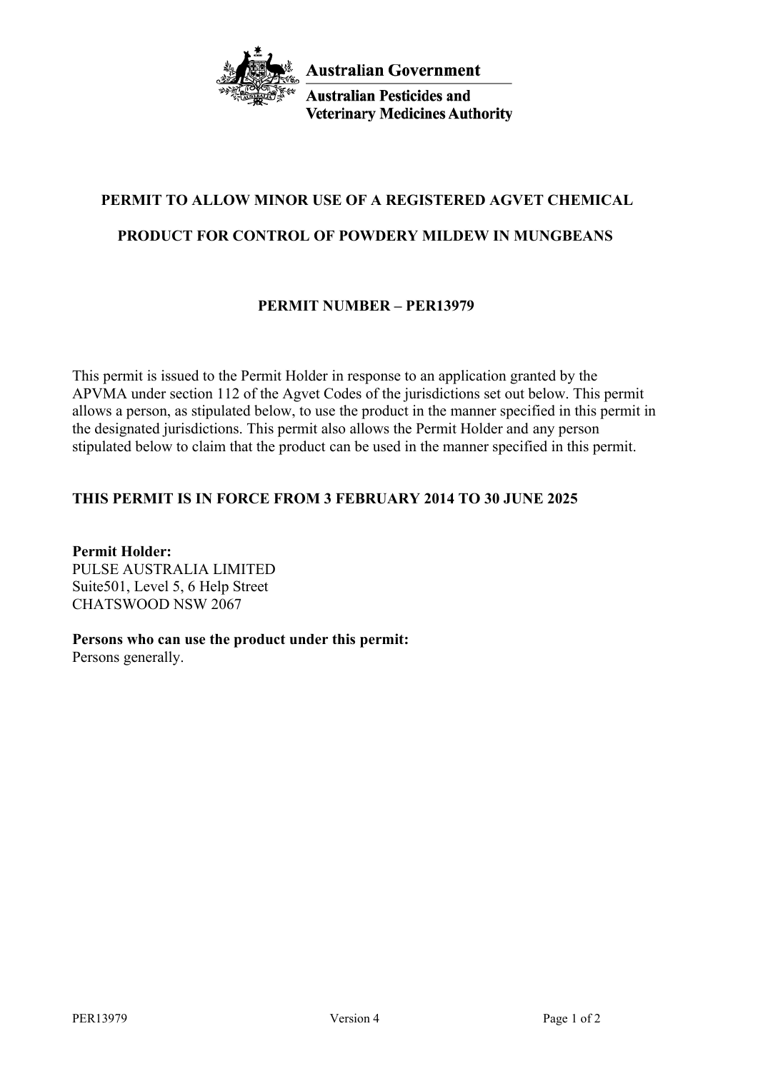Australian Government

Australian Pesticides and Veterinary Medicines Authority

# PERMIT TO ALLOW MINOR USE OF A REGISTERED AGVET CHEMICAL PRODUCT FOR CONTROL OF POWDERY MILDEW IN MUNGBEANS

## PERMIT NUMBER – PER13979

This permit is issued to the Permit Holder in response to an application granted by the APVMA under section 112 of the Agvet Codes of the jurisdictions set out below. This permit allows a person, as stipulated below, to use the product in the manner specified in this permit in the designated jurisdictions. This permit also allows the Permit Holder and any person stipulated below to claim that the product can be used in the manner specified in this permit.

**THIS PERMIT IS IN FORCE FROM 3 FEBRUARY 2014 TO 30 JUNE 2025**

**Permit Holder:**
PULSE AUSTRALIA LIMITED
Suite501, Level 5, 6 Help Street
CHATSWOOD NSW 2067

**Persons who can use the product under this permit:**
Persons generally.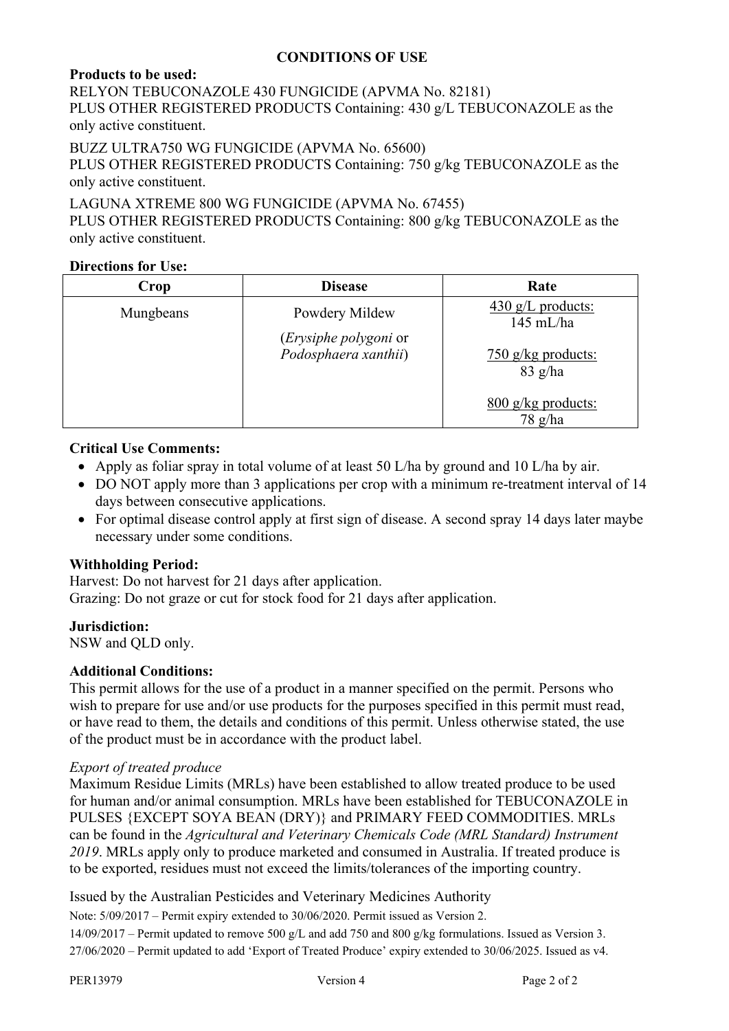## CONDITIONS OF USE

**Products to be used:**

RELYON TEBUCONAZOLE 430 FUNGICIDE (APVMA No. 82181)
PLUS OTHER REGISTERED PRODUCTS Containing: 430 g/L TEBUCONAZOLE as the only active constituent.

BUZZ ULTRA750 WG FUNGICIDE (APVMA No. 65600)
PLUS OTHER REGISTERED PRODUCTS Containing: 750 g/kg TEBUCONAZOLE as the only active constituent.

LAGUNA XTREME 800 WG FUNGICIDE (APVMA No. 67455)
PLUS OTHER REGISTERED PRODUCTS Containing: 800 g/kg TEBUCONAZOLE as the only active constituent.

**Directions for Use:**

| Crop | Disease | Rate |
|---|---|---|
| Mungbeans | Powdery Mildew (*Erysiphe polygoni* or *Podosphaera xanthii*) | 430 g/L products: 145 mL/ha<br><br>750 g/kg products: 83 g/ha<br><br>800 g/kg products: 78 g/ha |

**Critical Use Comments:**

- Apply as foliar spray in total volume of at least 50 L/ha by ground and 10 L/ha by air.
- DO NOT apply more than 3 applications per crop with a minimum re-treatment interval of 14 days between consecutive applications.
- For optimal disease control apply at first sign of disease. A second spray 14 days later maybe necessary under some conditions.

**Withholding Period:**

Harvest: Do not harvest for 21 days after application.
Grazing: Do not graze or cut for stock food for 21 days after application.

**Jurisdiction:**

NSW and QLD only.

**Additional Conditions:**

This permit allows for the use of a product in a manner specified on the permit. Persons who wish to prepare for use and/or use products for the purposes specified in this permit must read, or have read to them, the details and conditions of this permit. Unless otherwise stated, the use of the product must be in accordance with the product label.

*Export of treated produce*

Maximum Residue Limits (MRLs) have been established to allow treated produce to be used for human and/or animal consumption. MRLs have been established for TEBUCONAZOLE in PULSES {EXCEPT SOYA BEAN (DRY)} and PRIMARY FEED COMMODITIES. MRLs can be found in the *Agricultural and Veterinary Chemicals Code (MRL Standard) Instrument 2019*. MRLs apply only to produce marketed and consumed in Australia. If treated produce is to be exported, residues must not exceed the limits/tolerances of the importing country.

Issued by the Australian Pesticides and Veterinary Medicines Authority

Note: 5/09/2017 – Permit expiry extended to 30/06/2020. Permit issued as Version 2.

14/09/2017 – Permit updated to remove 500 g/L and add 750 and 800 g/kg formulations. Issued as Version 3.

27/06/2020 – Permit updated to add 'Export of Treated Produce' expiry extended to 30/06/2025. Issued as v4.